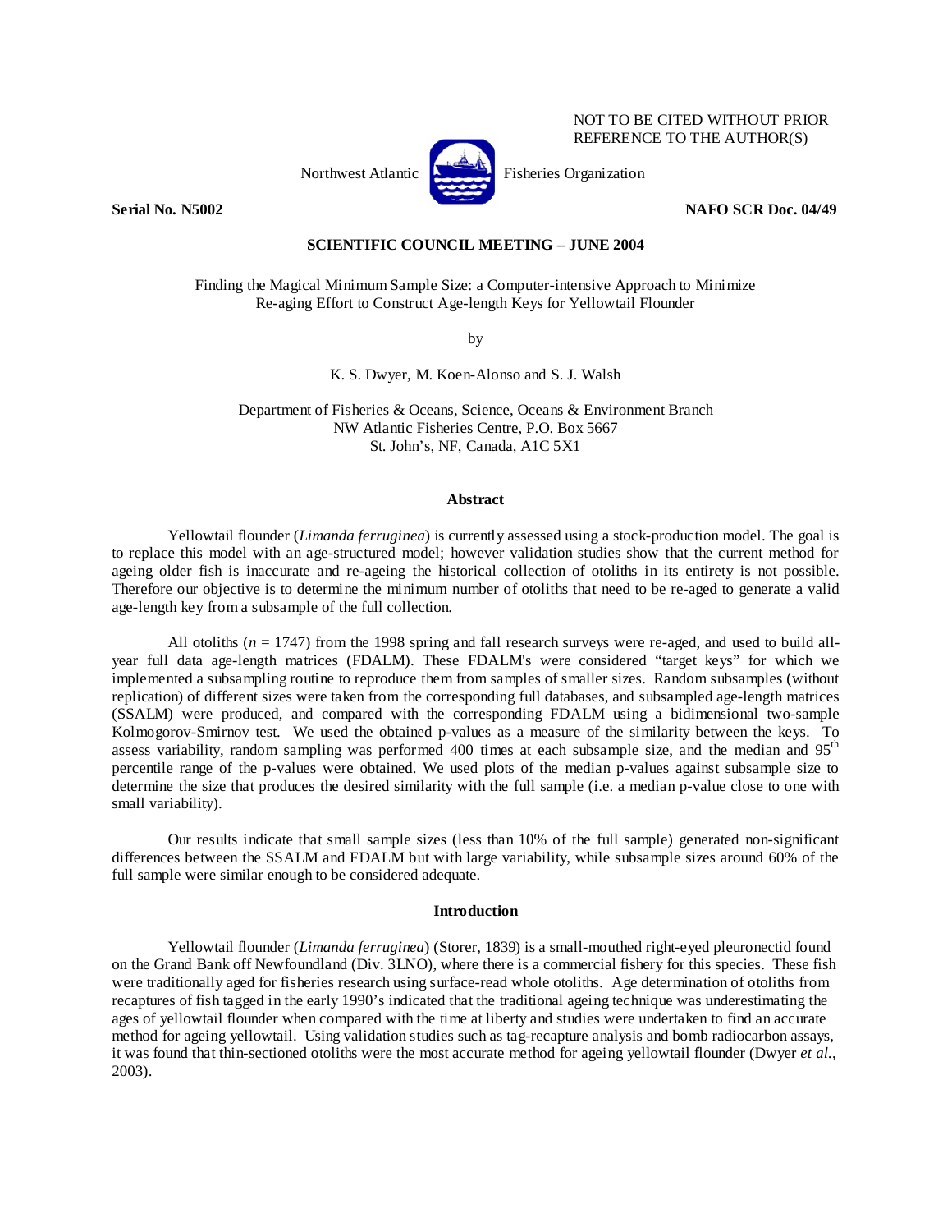NOT TO BE CITED WITHOUT PRIOR REFERENCE TO THE AUTHOR(S)

Northwest Atlantic Fisheries Organization

**Serial No. N5002** **NAFO SCR Doc. 04/49**

**SCIENTIFIC COUNCIL MEETING – JUNE 2004**

# Finding the Magical Minimum Sample Size: a Computer-intensive Approach to Minimize Re-aging Effort to Construct Age-length Keys for Yellowtail Flounder

by

K. S. Dwyer, M. Koen-Alonso and S. J. Walsh

Department of Fisheries & Oceans, Science, Oceans & Environment Branch
NW Atlantic Fisheries Centre, P.O. Box 5667
St. John's, NF, Canada, A1C 5X1

## Abstract

Yellowtail flounder (*Limanda ferruginea*) is currently assessed using a stock-production model. The goal is to replace this model with an age-structured model; however validation studies show that the current method for ageing older fish is inaccurate and re-ageing the historical collection of otoliths in its entirety is not possible. Therefore our objective is to determine the minimum number of otoliths that need to be re-aged to generate a valid age-length key from a subsample of the full collection.

All otoliths ($n$ = 1747) from the 1998 spring and fall research surveys were re-aged, and used to build all-year full data age-length matrices (FDALM). These FDALM's were considered "target keys" for which we implemented a subsampling routine to reproduce them from samples of smaller sizes. Random subsamples (without replication) of different sizes were taken from the corresponding full databases, and subsampled age-length matrices (SSALM) were produced, and compared with the corresponding FDALM using a bidimensional two-sample Kolmogorov-Smirnov test. We used the obtained p-values as a measure of the similarity between the keys. To assess variability, random sampling was performed 400 times at each subsample size, and the median and 95$^{th}$ percentile range of the p-values were obtained. We used plots of the median p-values against subsample size to determine the size that produces the desired similarity with the full sample (i.e. a median p-value close to one with small variability).

Our results indicate that small sample sizes (less than 10% of the full sample) generated non-significant differences between the SSALM and FDALM but with large variability, while subsample sizes around 60% of the full sample were similar enough to be considered adequate.

## Introduction

Yellowtail flounder (*Limanda ferruginea*) (Storer, 1839) is a small-mouthed right-eyed pleuronectid found on the Grand Bank off Newfoundland (Div. 3LNO), where there is a commercial fishery for this species. These fish were traditionally aged for fisheries research using surface-read whole otoliths. Age determination of otoliths from recaptures of fish tagged in the early 1990's indicated that the traditional ageing technique was underestimating the ages of yellowtail flounder when compared with the time at liberty and studies were undertaken to find an accurate method for ageing yellowtail. Using validation studies such as tag-recapture analysis and bomb radiocarbon assays, it was found that thin-sectioned otoliths were the most accurate method for ageing yellowtail flounder (Dwyer *et al.*, 2003).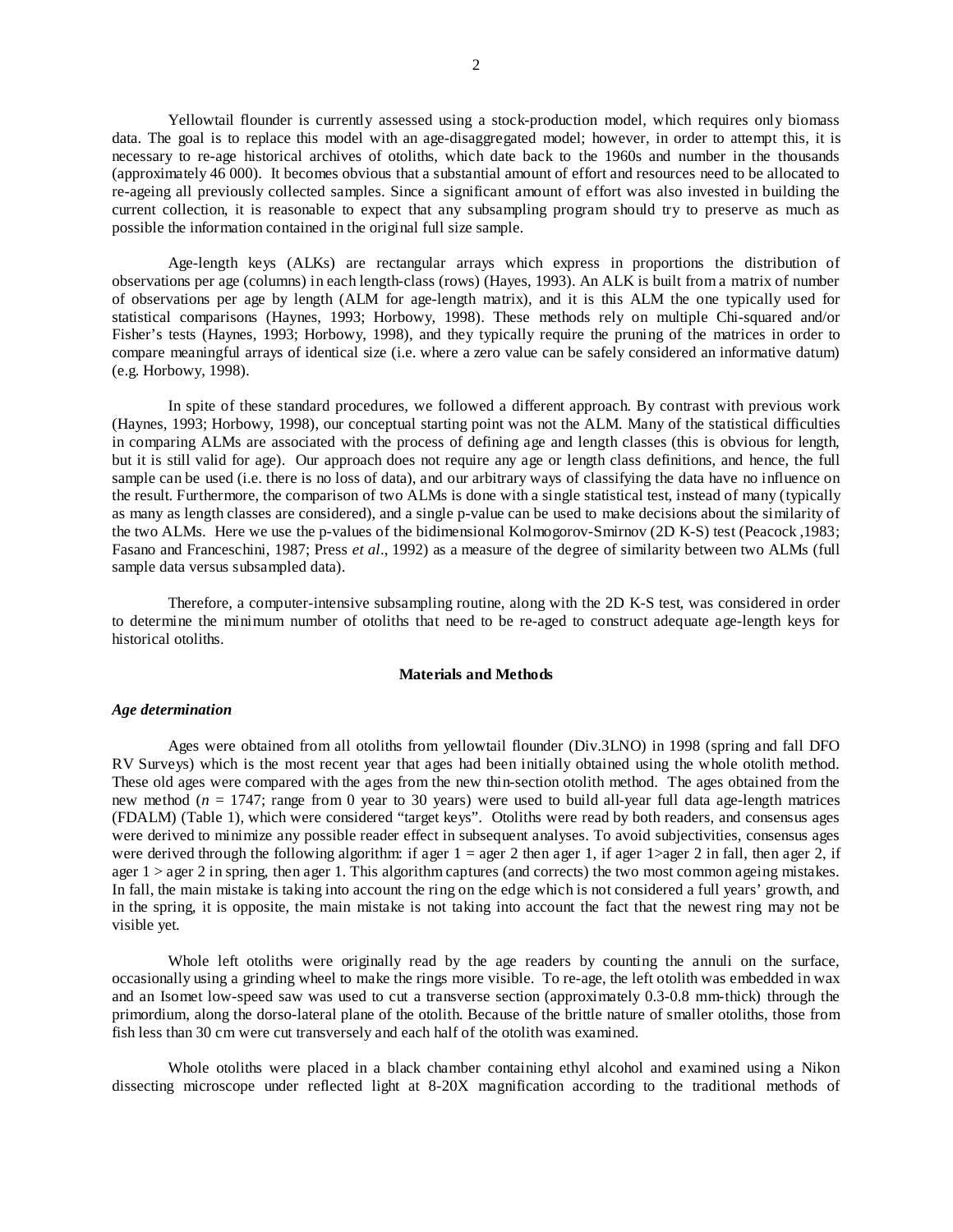Yellowtail flounder is currently assessed using a stock-production model, which requires only biomass data. The goal is to replace this model with an age-disaggregated model; however, in order to attempt this, it is necessary to re-age historical archives of otoliths, which date back to the 1960s and number in the thousands (approximately 46 000). It becomes obvious that a substantial amount of effort and resources need to be allocated to re-ageing all previously collected samples. Since a significant amount of effort was also invested in building the current collection, it is reasonable to expect that any subsampling program should try to preserve as much as possible the information contained in the original full size sample.

Age-length keys (ALKs) are rectangular arrays which express in proportions the distribution of observations per age (columns) in each length-class (rows) (Hayes, 1993). An ALK is built from a matrix of number of observations per age by length (ALM for age-length matrix), and it is this ALM the one typically used for statistical comparisons (Haynes, 1993; Horbowy, 1998). These methods rely on multiple Chi-squared and/or Fisher's tests (Haynes, 1993; Horbowy, 1998), and they typically require the pruning of the matrices in order to compare meaningful arrays of identical size (i.e. where a zero value can be safely considered an informative datum) (e.g. Horbowy, 1998).

In spite of these standard procedures, we followed a different approach. By contrast with previous work (Haynes, 1993; Horbowy, 1998), our conceptual starting point was not the ALM. Many of the statistical difficulties in comparing ALMs are associated with the process of defining age and length classes (this is obvious for length, but it is still valid for age). Our approach does not require any age or length class definitions, and hence, the full sample can be used (i.e. there is no loss of data), and our arbitrary ways of classifying the data have no influence on the result. Furthermore, the comparison of two ALMs is done with a single statistical test, instead of many (typically as many as length classes are considered), and a single p-value can be used to make decisions about the similarity of the two ALMs. Here we use the p-values of the bidimensional Kolmogorov-Smirnov (2D K-S) test (Peacock ,1983; Fasano and Franceschini, 1987; Press *et al*., 1992) as a measure of the degree of similarity between two ALMs (full sample data versus subsampled data).

Therefore, a computer-intensive subsampling routine, along with the 2D K-S test, was considered in order to determine the minimum number of otoliths that need to be re-aged to construct adequate age-length keys for historical otoliths.

## Materials and Methods

### *Age determination*

Ages were obtained from all otoliths from yellowtail flounder (Div.3LNO) in 1998 (spring and fall DFO RV Surveys) which is the most recent year that ages had been initially obtained using the whole otolith method. These old ages were compared with the ages from the new thin-section otolith method. The ages obtained from the new method ($n$ = 1747; range from 0 year to 30 years) were used to build all-year full data age-length matrices (FDALM) (Table 1), which were considered "target keys". Otoliths were read by both readers, and consensus ages were derived to minimize any possible reader effect in subsequent analyses. To avoid subjectivities, consensus ages were derived through the following algorithm: if ager 1 = ager 2 then ager 1, if ager 1>ager 2 in fall, then ager 2, if ager 1 > ager 2 in spring, then ager 1. This algorithm captures (and corrects) the two most common ageing mistakes. In fall, the main mistake is taking into account the ring on the edge which is not considered a full years' growth, and in the spring, it is opposite, the main mistake is not taking into account the fact that the newest ring may not be visible yet.

Whole left otoliths were originally read by the age readers by counting the annuli on the surface, occasionally using a grinding wheel to make the rings more visible. To re-age, the left otolith was embedded in wax and an Isomet low-speed saw was used to cut a transverse section (approximately 0.3-0.8 mm-thick) through the primordium, along the dorso-lateral plane of the otolith. Because of the brittle nature of smaller otoliths, those from fish less than 30 cm were cut transversely and each half of the otolith was examined.

Whole otoliths were placed in a black chamber containing ethyl alcohol and examined using a Nikon dissecting microscope under reflected light at 8-20X magnification according to the traditional methods of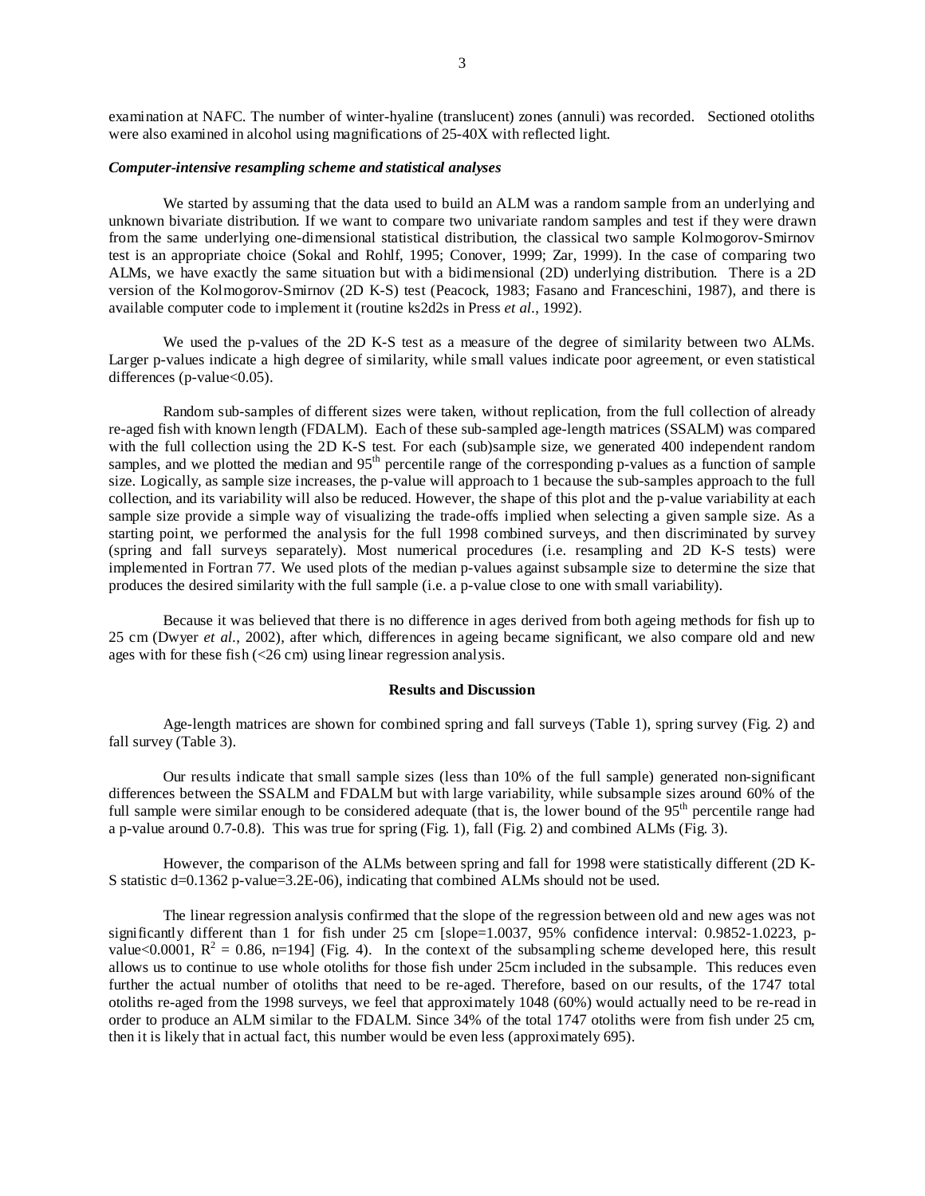examination at NAFC. The number of winter-hyaline (translucent) zones (annuli) was recorded. Sectioned otoliths were also examined in alcohol using magnifications of 25-40X with reflected light.

### *Computer-intensive resampling scheme and statistical analyses*

We started by assuming that the data used to build an ALM was a random sample from an underlying and unknown bivariate distribution. If we want to compare two univariate random samples and test if they were drawn from the same underlying one-dimensional statistical distribution, the classical two sample Kolmogorov-Smirnov test is an appropriate choice (Sokal and Rohlf, 1995; Conover, 1999; Zar, 1999). In the case of comparing two ALMs, we have exactly the same situation but with a bidimensional (2D) underlying distribution. There is a 2D version of the Kolmogorov-Smirnov (2D K-S) test (Peacock, 1983; Fasano and Franceschini, 1987), and there is available computer code to implement it (routine ks2d2s in Press *et al.*, 1992).

We used the p-values of the 2D K-S test as a measure of the degree of similarity between two ALMs. Larger p-values indicate a high degree of similarity, while small values indicate poor agreement, or even statistical differences (p-value<0.05).

Random sub-samples of different sizes were taken, without replication, from the full collection of already re-aged fish with known length (FDALM). Each of these sub-sampled age-length matrices (SSALM) was compared with the full collection using the 2D K-S test. For each (sub)sample size, we generated 400 independent random samples, and we plotted the median and 95th percentile range of the corresponding p-values as a function of sample size. Logically, as sample size increases, the p-value will approach to 1 because the sub-samples approach to the full collection, and its variability will also be reduced. However, the shape of this plot and the p-value variability at each sample size provide a simple way of visualizing the trade-offs implied when selecting a given sample size. As a starting point, we performed the analysis for the full 1998 combined surveys, and then discriminated by survey (spring and fall surveys separately). Most numerical procedures (i.e. resampling and 2D K-S tests) were implemented in Fortran 77. We used plots of the median p-values against subsample size to determine the size that produces the desired similarity with the full sample (i.e. a p-value close to one with small variability).

Because it was believed that there is no difference in ages derived from both ageing methods for fish up to 25 cm (Dwyer *et al.*, 2002), after which, differences in ageing became significant, we also compare old and new ages with for these fish (<26 cm) using linear regression analysis.

## Results and Discussion

Age-length matrices are shown for combined spring and fall surveys (Table 1), spring survey (Fig. 2) and fall survey (Table 3).

Our results indicate that small sample sizes (less than 10% of the full sample) generated non-significant differences between the SSALM and FDALM but with large variability, while subsample sizes around 60% of the full sample were similar enough to be considered adequate (that is, the lower bound of the 95th percentile range had a p-value around 0.7-0.8). This was true for spring (Fig. 1), fall (Fig. 2) and combined ALMs (Fig. 3).

However, the comparison of the ALMs between spring and fall for 1998 were statistically different (2D K-S statistic d=0.1362 p-value=3.2E-06), indicating that combined ALMs should not be used.

The linear regression analysis confirmed that the slope of the regression between old and new ages was not significantly different than 1 for fish under 25 cm [slope=1.0037, 95% confidence interval: 0.9852-1.0223, p-value<0.0001, $R^2$ = 0.86, n=194] (Fig. 4). In the context of the subsampling scheme developed here, this result allows us to continue to use whole otoliths for those fish under 25cm included in the subsample. This reduces even further the actual number of otoliths that need to be re-aged. Therefore, based on our results, of the 1747 total otoliths re-aged from the 1998 surveys, we feel that approximately 1048 (60%) would actually need to be re-read in order to produce an ALM similar to the FDALM. Since 34% of the total 1747 otoliths were from fish under 25 cm, then it is likely that in actual fact, this number would be even less (approximately 695).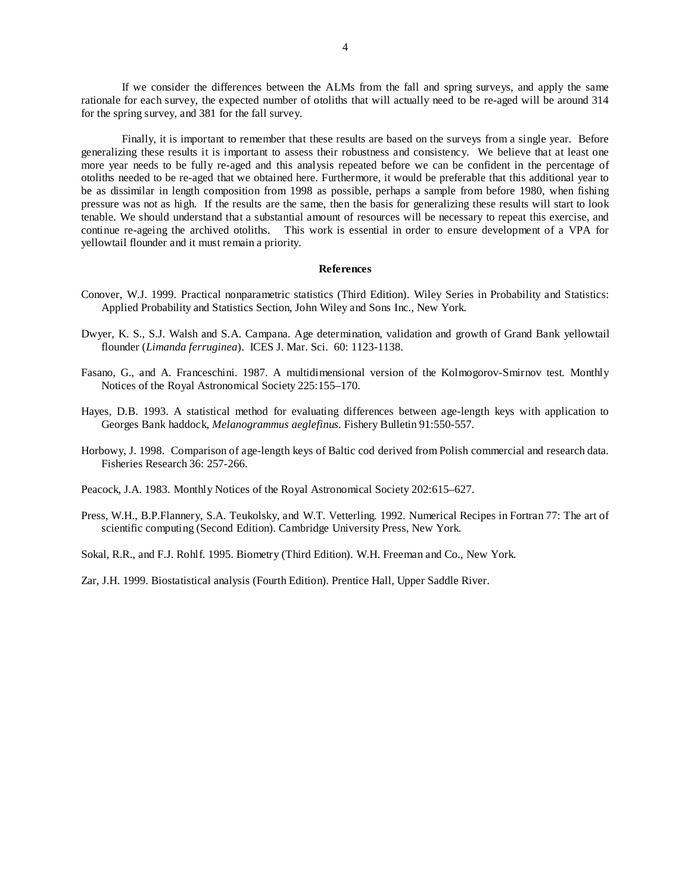If we consider the differences between the ALMs from the fall and spring surveys, and apply the same rationale for each survey, the expected number of otoliths that will actually need to be re-aged will be around 314 for the spring survey, and 381 for the fall survey.

Finally, it is important to remember that these results are based on the surveys from a single year. Before generalizing these results it is important to assess their robustness and consistency. We believe that at least one more year needs to be fully re-aged and this analysis repeated before we can be confident in the percentage of otoliths needed to be re-aged that we obtained here. Furthermore, it would be preferable that this additional year to be as dissimilar in length composition from 1998 as possible, perhaps a sample from before 1980, when fishing pressure was not as high. If the results are the same, then the basis for generalizing these results will start to look tenable. We should understand that a substantial amount of resources will be necessary to repeat this exercise, and continue re-ageing the archived otoliths. This work is essential in order to ensure development of a VPA for yellowtail flounder and it must remain a priority.

## References

Conover, W.J. 1999. Practical nonparametric statistics (Third Edition). Wiley Series in Probability and Statistics: Applied Probability and Statistics Section, John Wiley and Sons Inc., New York.

Dwyer, K. S., S.J. Walsh and S.A. Campana. Age determination, validation and growth of Grand Bank yellowtail flounder (*Limanda ferruginea*). ICES J. Mar. Sci. 60: 1123-1138.

Fasano, G., and A. Franceschini. 1987. A multidimensional version of the Kolmogorov-Smirnov test. Monthly Notices of the Royal Astronomical Society 225:155–170.

Hayes, D.B. 1993. A statistical method for evaluating differences between age-length keys with application to Georges Bank haddock, *Melanogrammus aeglefinus*. Fishery Bulletin 91:550-557.

Horbowy, J. 1998. Comparison of age-length keys of Baltic cod derived from Polish commercial and research data. Fisheries Research 36: 257-266.

Peacock, J.A. 1983. Monthly Notices of the Royal Astronomical Society 202:615–627.

Press, W.H., B.P.Flannery, S.A. Teukolsky, and W.T. Vetterling. 1992. Numerical Recipes in Fortran 77: The art of scientific computing (Second Edition). Cambridge University Press, New York.

Sokal, R.R., and F.J. Rohlf. 1995. Biometry (Third Edition). W.H. Freeman and Co., New York.

Zar, J.H. 1999. Biostatistical analysis (Fourth Edition). Prentice Hall, Upper Saddle River.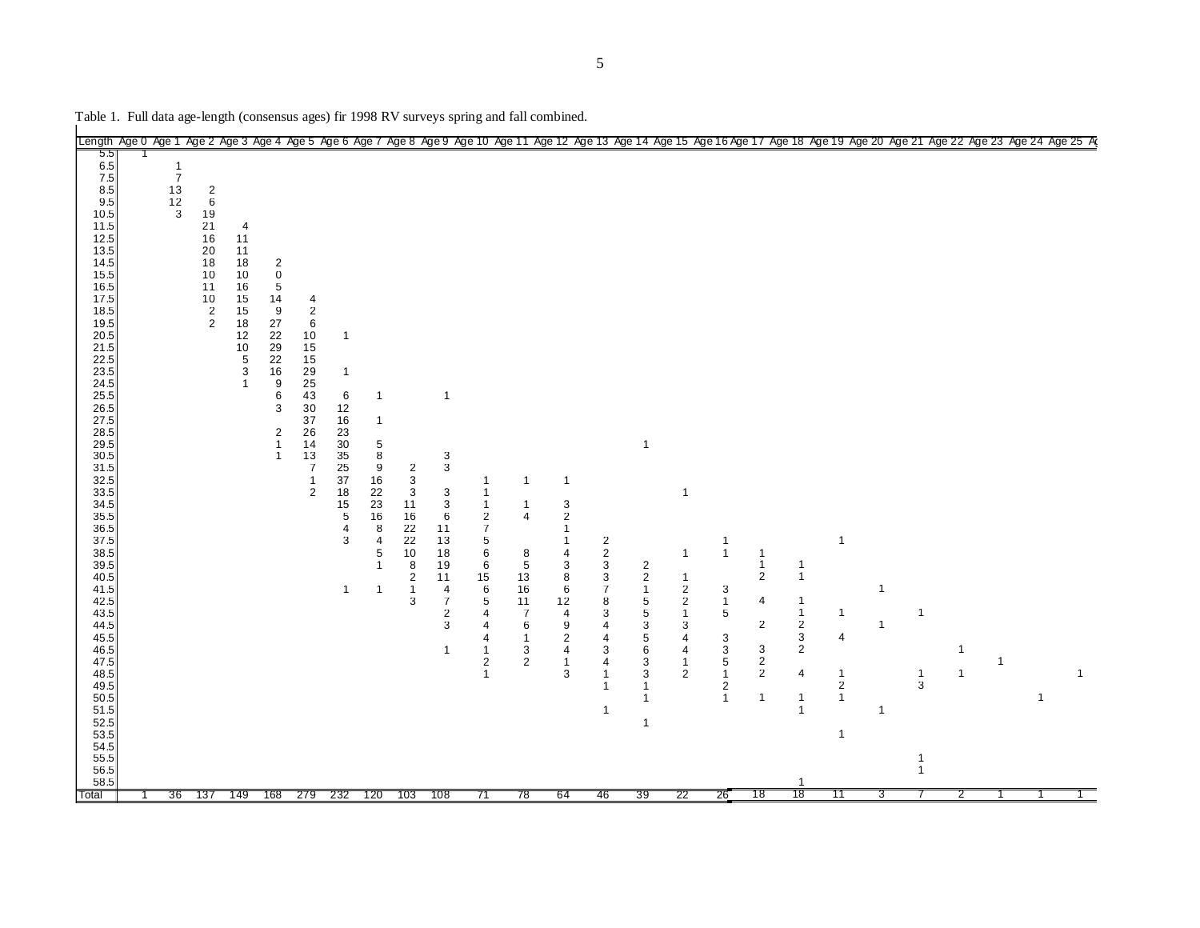Table 1. Full data age-length (consensus ages) fir 1998 RV surveys spring and fall combined.

| Length | Age 0 | Age 1 | Age 2 | Age 3 | Age 4 | Age 5 | Age 6 | Age 7 | Age 8 | Age 9 | Age 10 | Age 11 | Age 12 | Age 13 | Age 14 | Age 15 | Age 16 | Age 17 | Age 18 | Age 19 | Age 20 | Age 21 | Age 22 | Age 23 | Age 24 | Age 25 |
|---|---|---|---|---|---|---|---|---|---|---|---|---|---|---|---|---|---|---|---|---|---|---|---|---|---|---|
| 5.5 | 1 | | | | | | | | | | | | | | | | | | | | | | | | | |
| 6.5 | | 1 | | | | | | | | | | | | | | | | | | | | | | | | |
| 7.5 | | 7 | | | | | | | | | | | | | | | | | | | | | | | | |
| 8.5 | | 13 | 2 | | | | | | | | | | | | | | | | | | | | | | | |
| 9.5 | | 12 | 6 | | | | | | | | | | | | | | | | | | | | | | | |
| 10.5 | | 3 | 19 | | | | | | | | | | | | | | | | | | | | | | | |
| 11.5 | | | 21 | 4 | | | | | | | | | | | | | | | | | | | | | | |
| 12.5 | | | 16 | 11 | | | | | | | | | | | | | | | | | | | | | | |
| 13.5 | | | 20 | 11 | | | | | | | | | | | | | | | | | | | | | | |
| 14.5 | | | 18 | 18 | 2 | | | | | | | | | | | | | | | | | | | | | |
| 15.5 | | | 10 | 10 | 0 | | | | | | | | | | | | | | | | | | | | | |
| 16.5 | | | 11 | 16 | 5 | | | | | | | | | | | | | | | | | | | | | |
| 17.5 | | | 10 | 15 | 14 | 4 | | | | | | | | | | | | | | | | | | | | |
| 18.5 | | | 2 | 15 | 9 | 2 | | | | | | | | | | | | | | | | | | | | |
| 19.5 | | | 2 | 18 | 27 | 6 | | | | | | | | | | | | | | | | | | | | |
| 20.5 | | | | 12 | 22 | 10 | 1 | | | | | | | | | | | | | | | | | | | |
| 21.5 | | | | 10 | 29 | 15 | | | | | | | | | | | | | | | | | | | | |
| 22.5 | | | | 5 | 22 | 15 | | | | | | | | | | | | | | | | | | | | |
| 23.5 | | | | 3 | 16 | 29 | 1 | | | | | | | | | | | | | | | | | | | |
| 24.5 | | | | 1 | 9 | 25 | | | | | | | | | | | | | | | | | | | | |
| 25.5 | | | | | 6 | 43 | 6 | 1 | | 1 | | | | | | | | | | | | | | | | |
| 26.5 | | | | | 3 | 30 | 12 | | | | | | | | | | | | | | | | | | | |
| 27.5 | | | | | | 37 | 16 | 1 | | | | | | | | | | | | | | | | | | |
| 28.5 | | | | | 2 | 26 | 23 | | | | | | | | | | | | | | | | | | | |
| 29.5 | | | | | 1 | 14 | 30 | 5 | | | | | | | 1 | | | | | | | | | | | |
| 30.5 | | | | | 1 | 13 | 35 | 8 | | 3 | | | | | | | | | | | | | | | | |
| 31.5 | | | | | | 7 | 25 | 9 | 2 | 3 | | | | | | | | | | | | | | | | |
| 32.5 | | | | | | 1 | 37 | 16 | 3 | | 1 | 1 | 1 | | | | | | | | | | | | | |
| 33.5 | | | | | | 2 | 18 | 22 | 3 | 3 | 1 | | | | | 1 | | | | | | | | | | |
| 34.5 | | | | | | | 15 | 23 | 11 | 3 | 1 | 1 | 3 | | | | | | | | | | | | | |
| 35.5 | | | | | | | 5 | 16 | 16 | 6 | 2 | 4 | 2 | | | | | | | | | | | | | |
| 36.5 | | | | | | | 4 | 8 | 22 | 11 | 7 | | 1 | | | | | | | | | | | | | |
| 37.5 | | | | | | | 3 | 4 | 22 | 13 | 5 | | 1 | 2 | | | 1 | | | 1 | | | | | | |
| 38.5 | | | | | | | | 5 | 10 | 18 | 6 | 8 | 4 | 2 | | 1 | 1 | 1 | | | | | | | | |
| 39.5 | | | | | | | | 1 | 8 | 19 | 6 | 5 | 3 | 3 | 2 | | | 1 | 1 | | | | | | | |
| 40.5 | | | | | | | | | 2 | 11 | 15 | 13 | 8 | 3 | 2 | 1 | | 2 | 1 | | | | | | | |
| 41.5 | | | | | | | 1 | 1 | 1 | 4 | 6 | 16 | 6 | 7 | 1 | 2 | 3 | | | | 1 | | | | | |
| 42.5 | | | | | | | | | 3 | 7 | 5 | 11 | 12 | 8 | 5 | 2 | 1 | 4 | 1 | | | | | | | |
| 43.5 | | | | | | | | | | 2 | 4 | 7 | 4 | 3 | 5 | 1 | 5 | | 1 | 1 | | 1 | | | | |
| 44.5 | | | | | | | | | | 3 | 4 | 6 | 9 | 4 | 3 | 3 | | 2 | 2 | | 1 | | | | | |
| 45.5 | | | | | | | | | | | 4 | 1 | 2 | 4 | 5 | 4 | 3 | | 3 | 4 | | | | | | |
| 46.5 | | | | | | | | | | 1 | 1 | 3 | 4 | 3 | 6 | 4 | 3 | 3 | 2 | | | | 1 | | | |
| 47.5 | | | | | | | | | | | 2 | 2 | 1 | 4 | 3 | 1 | 5 | 2 | | | | | | 1 | | |
| 48.5 | | | | | | | | | | | 1 | | 3 | 1 | 3 | 2 | 1 | 2 | 4 | 1 | | 1 | 1 | | | 1 |
| 49.5 | | | | | | | | | | | | | | 1 | 1 | | 2 | | | 2 | | 3 | | | | |
| 50.5 | | | | | | | | | | | | | | | 1 | | 1 | 1 | 1 | 1 | | | | | 1 | |
| 51.5 | | | | | | | | | | | | | | 1 | | | | | 1 | | 1 | | | | | |
| 52.5 | | | | | | | | | | | | | | | 1 | | | | | | | | | | | |
| 53.5 | | | | | | | | | | | | | | | | | | | | 1 | | | | | | |
| 54.5 | | | | | | | | | | | | | | | | | | | | | | | | | | |
| 55.5 | | | | | | | | | | | | | | | | | | | | | | 1 | | | | |
| 56.5 | | | | | | | | | | | | | | | | | | | | | | 1 | | | | |
| 58.5 | | | | | | | | | | | | | | | | | | | 1 | | | | | | | |
| Total | 1 | 36 | 137 | 149 | 168 | 279 | 232 | 120 | 103 | 108 | 71 | 78 | 64 | 46 | 39 | 22 | 26 | 18 | 18 | 11 | 3 | 7 | 2 | 1 | 1 | 1 |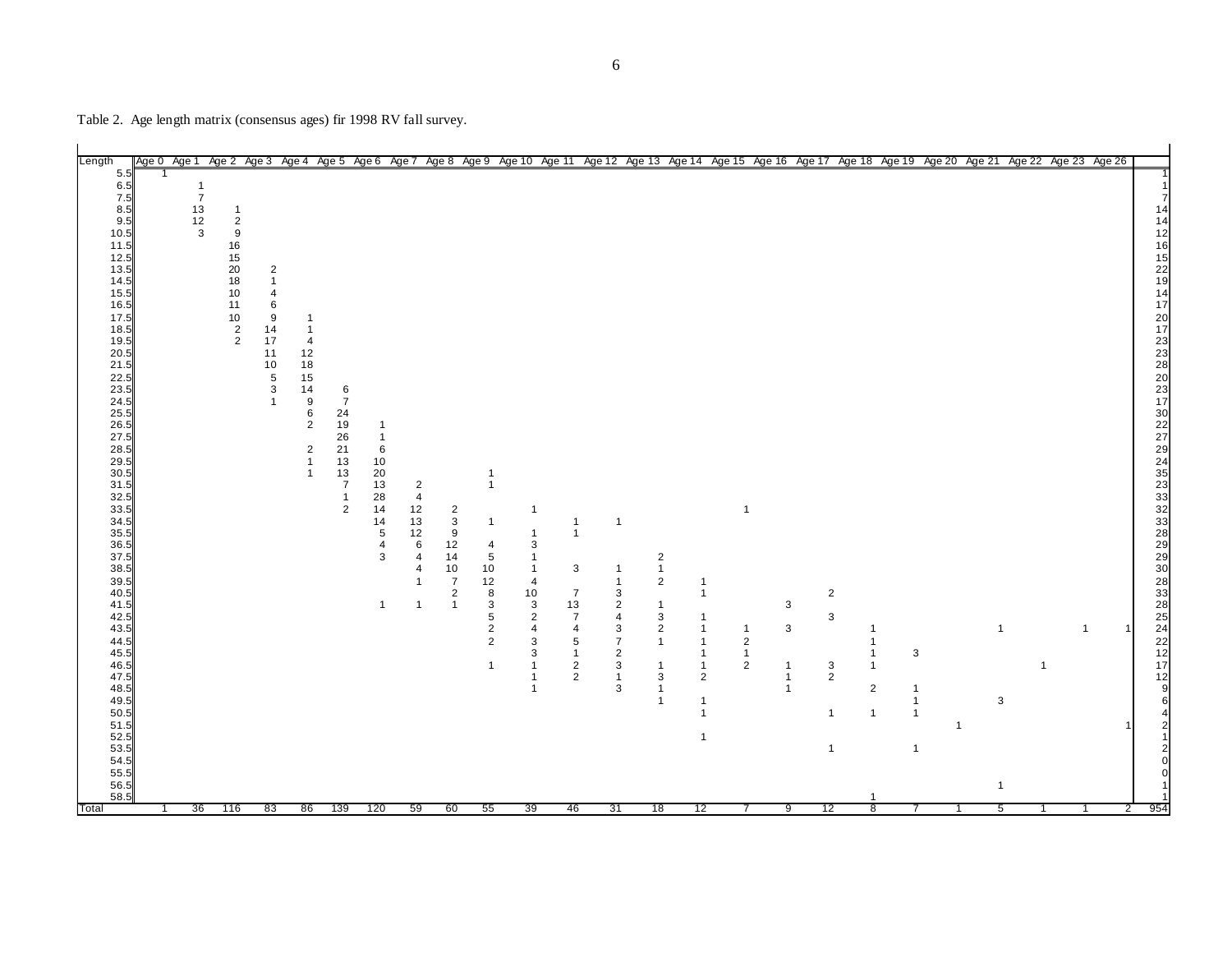Table 2. Age length matrix (consensus ages) fir 1998 RV fall survey.

| Length | Age 0 | Age 1 | Age 2 | Age 3 | Age 4 | Age 5 | Age 6 | Age 7 | Age 8 | Age 9 | Age 10 | Age 11 | Age 12 | Age 13 | Age 14 | Age 15 | Age 16 | Age 17 | Age 18 | Age 19 | Age 20 | Age 21 | Age 22 | Age 23 | Age 26 | |
|---|---|---|---|---|---|---|---|---|---|---|---|---|---|---|---|---|---|---|---|---|---|---|---|---|---|---|
| 5.5 | 1 | | | | | | | | | | | | | | | | | | | | | | | | | 1 |
| 6.5 | | 1 | | | | | | | | | | | | | | | | | | | | | | | | 1 |
| 7.5 | | 7 | | | | | | | | | | | | | | | | | | | | | | | | 7 |
| 8.5 | | 13 | 1 | | | | | | | | | | | | | | | | | | | | | | | 14 |
| 9.5 | | 12 | 2 | | | | | | | | | | | | | | | | | | | | | | | 14 |
| 10.5 | | 3 | 9 | | | | | | | | | | | | | | | | | | | | | | | 12 |
| 11.5 | | | 16 | | | | | | | | | | | | | | | | | | | | | | | 16 |
| 12.5 | | | 15 | | | | | | | | | | | | | | | | | | | | | | | 15 |
| 13.5 | | | 20 | 2 | | | | | | | | | | | | | | | | | | | | | | 22 |
| 14.5 | | | 18 | 1 | | | | | | | | | | | | | | | | | | | | | | 19 |
| 15.5 | | | 10 | 4 | | | | | | | | | | | | | | | | | | | | | | 14 |
| 16.5 | | | 11 | 6 | | | | | | | | | | | | | | | | | | | | | | 17 |
| 17.5 | | | 10 | 9 | 1 | | | | | | | | | | | | | | | | | | | | | 20 |
| 18.5 | | | 2 | 14 | 1 | | | | | | | | | | | | | | | | | | | | | 17 |
| 19.5 | | | 2 | 17 | 4 | | | | | | | | | | | | | | | | | | | | | 23 |
| 20.5 | | | | 11 | 12 | | | | | | | | | | | | | | | | | | | | | 23 |
| 21.5 | | | | 10 | 18 | | | | | | | | | | | | | | | | | | | | | 28 |
| 22.5 | | | | 5 | 15 | | | | | | | | | | | | | | | | | | | | | 20 |
| 23.5 | | | | 3 | 14 | 6 | | | | | | | | | | | | | | | | | | | | 23 |
| 24.5 | | | | 1 | 9 | 7 | | | | | | | | | | | | | | | | | | | | 17 |
| 25.5 | | | | | 6 | 24 | | | | | | | | | | | | | | | | | | | | 30 |
| 26.5 | | | | | 2 | 19 | 1 | | | | | | | | | | | | | | | | | | | 22 |
| 27.5 | | | | | | 26 | 1 | | | | | | | | | | | | | | | | | | | 27 |
| 28.5 | | | | | 2 | 21 | 6 | | | | | | | | | | | | | | | | | | | 29 |
| 29.5 | | | | | 1 | 13 | 10 | | | | | | | | | | | | | | | | | | | 24 |
| 30.5 | | | | | 1 | 13 | 20 | | | 1 | | | | | | | | | | | | | | | | 35 |
| 31.5 | | | | | | 7 | 13 | 2 | | 1 | | | | | | | | | | | | | | | | 23 |
| 32.5 | | | | | | 1 | 28 | 4 | | | | | | | | | | | | | | | | | | 33 |
| 33.5 | | | | | | 2 | 14 | 12 | 2 | | 1 | | | | | 1 | | | | | | | | | | 32 |
| 34.5 | | | | | | | 14 | 13 | 3 | 1 | | 1 | 1 | | | | | | | | | | | | | 33 |
| 35.5 | | | | | | | 5 | 12 | 9 | | 1 | 1 | | | | | | | | | | | | | | 28 |
| 36.5 | | | | | | | 4 | 6 | 12 | 4 | 3 | | | | | | | | | | | | | | | 29 |
| 37.5 | | | | | | | 3 | 4 | 14 | 5 | 1 | | | 2 | | | | | | | | | | | | 29 |
| 38.5 | | | | | | | | 4 | 10 | 10 | 1 | 3 | 1 | 1 | | | | | | | | | | | | 30 |
| 39.5 | | | | | | | | 1 | 7 | 12 | 4 | | 1 | 2 | 1 | | | | | | | | | | | 28 |
| 40.5 | | | | | | | | | 2 | 8 | 10 | 7 | 3 | | 1 | | | 2 | | | | | | | | 33 |
| 41.5 | | | | | | | 1 | 1 | 1 | 3 | 3 | 13 | 2 | 1 | | | 3 | | | | | | | | | 28 |
| 42.5 | | | | | | | | | | 5 | 2 | 7 | 4 | 3 | 1 | | | 3 | | | | | | | | 25 |
| 43.5 | | | | | | | | | | 2 | 4 | 4 | 3 | 2 | 1 | 1 | 3 | | 1 | | | 1 | | 1 | 1 | 24 |
| 44.5 | | | | | | | | | | 2 | 3 | 5 | 7 | 1 | 1 | 2 | | | 1 | | | | | | | 22 |
| 45.5 | | | | | | | | | | | 3 | 1 | 2 | | 1 | 1 | | | 1 | 3 | | | | | | 12 |
| 46.5 | | | | | | | | | | 1 | 1 | 2 | 3 | 1 | 1 | 2 | 1 | 3 | 1 | | | | 1 | | | 17 |
| 47.5 | | | | | | | | | | | 1 | 2 | 1 | 3 | 2 | | 1 | 2 | | | | | | | | 12 |
| 48.5 | | | | | | | | | | | 1 | | 3 | 1 | | | 1 | | 2 | 1 | | | | | | 9 |
| 49.5 | | | | | | | | | | | | | | 1 | 1 | | | | | 1 | | 3 | | | | 6 |
| 50.5 | | | | | | | | | | | | | | | 1 | | | 1 | 1 | 1 | | | | | | 4 |
| 51.5 | | | | | | | | | | | | | | | | | | | | | 1 | | | | 1 | 2 |
| 52.5 | | | | | | | | | | | | | | | 1 | | | | | | | | | | | 1 |
| 53.5 | | | | | | | | | | | | | | | | | | 1 | | 1 | | | | | | 2 |
| 54.5 | | | | | | | | | | | | | | | | | | | | | | | | | | 0 |
| 55.5 | | | | | | | | | | | | | | | | | | | | | | | | | | 0 |
| 56.5 | | | | | | | | | | | | | | | | | | | | | | 1 | | | | 1 |
| 58.5 | | | | | | | | | | | | | | | | | | | 1 | | | | | | | 1 |
| Total | 1 | 36 | 116 | 83 | 86 | 139 | 120 | 59 | 60 | 55 | 39 | 46 | 31 | 18 | 12 | 7 | 9 | 12 | 8 | 7 | 1 | 5 | 1 | 1 | 2 | 954 |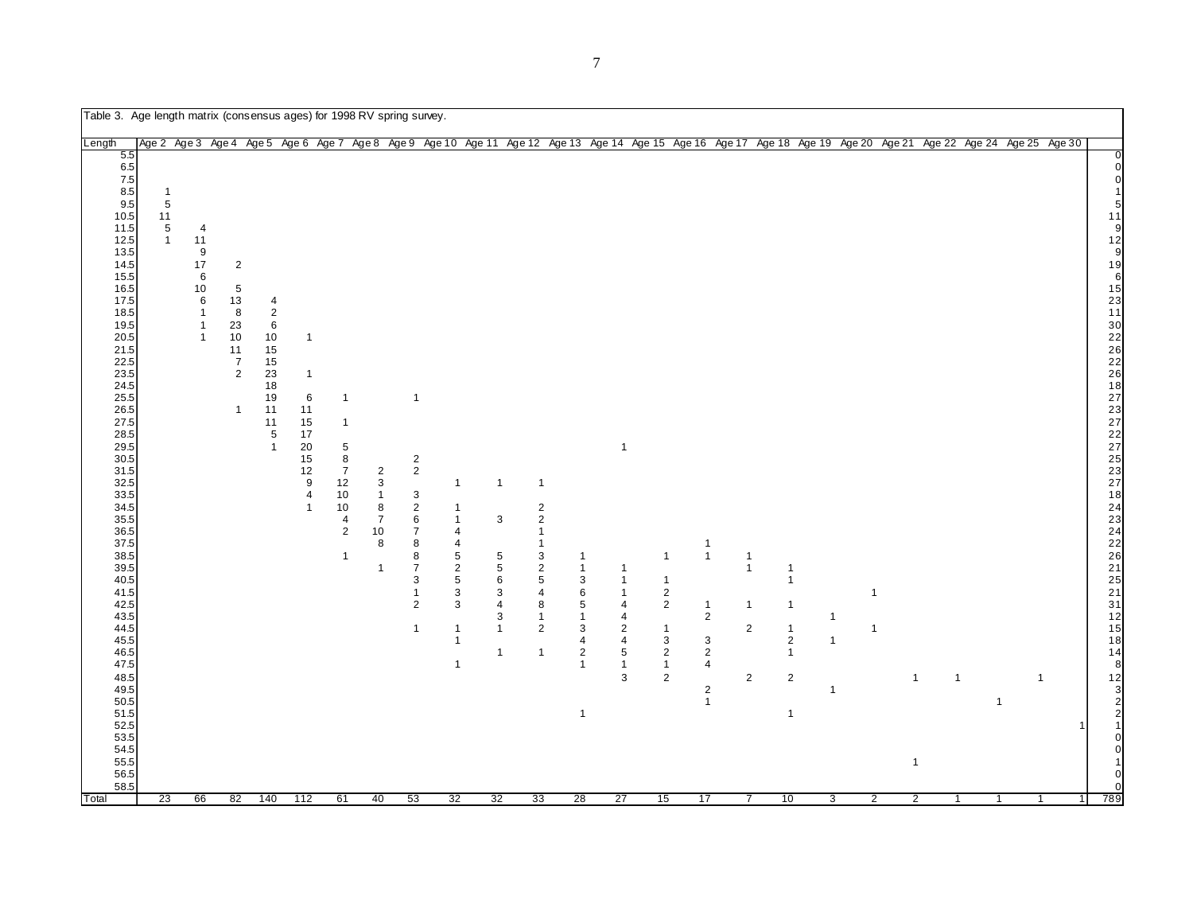Table 3. Age length matrix (consensus ages) for 1998 RV spring survey.

| Length | Age 2 | Age 3 | Age 4 | Age 5 | Age 6 | Age 7 | Age 8 | Age 9 | Age 10 | Age 11 | Age 12 | Age 13 | Age 14 | Age 15 | Age 16 | Age 17 | Age 18 | Age 19 | Age 20 | Age 21 | Age 22 | Age 24 | Age 25 | Age 30 | |
|---|---|---|---|---|---|---|---|---|---|---|---|---|---|---|---|---|---|---|---|---|---|---|---|---|---|
| 5.5 | | | | | | | | | | | | | | | | | | | | | | | | | 0 |
| 6.5 | | | | | | | | | | | | | | | | | | | | | | | | | 0 |
| 7.5 | | | | | | | | | | | | | | | | | | | | | | | | | 0 |
| 8.5 | 1 | | | | | | | | | | | | | | | | | | | | | | | | 1 |
| 9.5 | 5 | | | | | | | | | | | | | | | | | | | | | | | | 5 |
| 10.5 | 11 | | | | | | | | | | | | | | | | | | | | | | | | 11 |
| 11.5 | 5 | 4 | | | | | | | | | | | | | | | | | | | | | | | 9 |
| 12.5 | 1 | 11 | | | | | | | | | | | | | | | | | | | | | | | 12 |
| 13.5 | | 9 | | | | | | | | | | | | | | | | | | | | | | | 9 |
| 14.5 | | 17 | 2 | | | | | | | | | | | | | | | | | | | | | | 19 |
| 15.5 | | 6 | | | | | | | | | | | | | | | | | | | | | | | 6 |
| 16.5 | | 10 | 5 | | | | | | | | | | | | | | | | | | | | | | 15 |
| 17.5 | | 6 | 13 | 4 | | | | | | | | | | | | | | | | | | | | | 23 |
| 18.5 | | 1 | 8 | 2 | | | | | | | | | | | | | | | | | | | | | 11 |
| 19.5 | | 1 | 23 | 6 | | | | | | | | | | | | | | | | | | | | | 30 |
| 20.5 | | 1 | 10 | 10 | 1 | | | | | | | | | | | | | | | | | | | | 22 |
| 21.5 | | | 11 | 15 | | | | | | | | | | | | | | | | | | | | | 26 |
| 22.5 | | | 7 | 15 | | | | | | | | | | | | | | | | | | | | | 22 |
| 23.5 | | | 2 | 23 | 1 | | | | | | | | | | | | | | | | | | | | 26 |
| 24.5 | | | | 18 | | | | | | | | | | | | | | | | | | | | | 18 |
| 25.5 | | | | 19 | 6 | 1 | | 1 | | | | | | | | | | | | | | | | | 27 |
| 26.5 | | | 1 | 11 | 11 | | | | | | | | | | | | | | | | | | | | 23 |
| 27.5 | | | | 11 | 15 | 1 | | | | | | | | | | | | | | | | | | | 27 |
| 28.5 | | | | 5 | 17 | | | | | | | | | | | | | | | | | | | | 22 |
| 29.5 | | | | 1 | 20 | 5 | | | | | | | 1 | | | | | | | | | | | | 27 |
| 30.5 | | | | | 15 | 8 | | 2 | | | | | | | | | | | | | | | | | 25 |
| 31.5 | | | | | 12 | 7 | 2 | 2 | | | | | | | | | | | | | | | | | 23 |
| 32.5 | | | | | 9 | 12 | 3 | | 1 | 1 | 1 | | | | | | | | | | | | | | 27 |
| 33.5 | | | | | 4 | 10 | 1 | 3 | | | | | | | | | | | | | | | | | 18 |
| 34.5 | | | | | 1 | 10 | 8 | 2 | 1 | | 2 | | | | | | | | | | | | | | 24 |
| 35.5 | | | | | | 4 | 7 | 6 | 1 | 3 | 2 | | | | | | | | | | | | | | 23 |
| 36.5 | | | | | | 2 | 10 | 7 | 4 | | 1 | | | | | | | | | | | | | | 24 |
| 37.5 | | | | | | | 8 | 8 | 4 | | 1 | | | | 1 | | | | | | | | | | 22 |
| 38.5 | | | | | | 1 | | 8 | 5 | 5 | 3 | 1 | | 1 | 1 | 1 | | | | | | | | | 26 |
| 39.5 | | | | | | | 1 | 7 | 2 | 5 | 2 | 1 | 1 | | | 1 | 1 | | | | | | | | 21 |
| 40.5 | | | | | | | | 3 | 5 | 6 | 5 | 3 | 1 | 1 | | | 1 | | | | | | | | 25 |
| 41.5 | | | | | | | | 1 | 3 | 3 | 4 | 6 | 1 | 2 | | | | | 1 | | | | | | 21 |
| 42.5 | | | | | | | | 2 | 3 | 4 | 8 | 5 | 4 | 2 | 1 | 1 | 1 | | | | | | | | 31 |
| 43.5 | | | | | | | | | | 3 | 1 | 1 | 4 | | 2 | | | 1 | | | | | | | 12 |
| 44.5 | | | | | | | | 1 | 1 | 1 | 2 | 3 | 2 | 1 | | 2 | 1 | | 1 | | | | | | 15 |
| 45.5 | | | | | | | | | 1 | | | 4 | 4 | 3 | 3 | | 2 | 1 | | | | | | | 18 |
| 46.5 | | | | | | | | | | 1 | 1 | 2 | 5 | 2 | 2 | | 1 | | | | | | | | 14 |
| 47.5 | | | | | | | | | 1 | | | 1 | 1 | 1 | 4 | | | | | | | | | | 8 |
| 48.5 | | | | | | | | | | | | | 3 | 2 | | 2 | 2 | | | 1 | 1 | | 1 | | 12 |
| 49.5 | | | | | | | | | | | | | | | 2 | | | 1 | | | | | | | 3 |
| 50.5 | | | | | | | | | | | | | | | 1 | | | | | | | 1 | | | 2 |
| 51.5 | | | | | | | | | | | | 1 | | | | | 1 | | | | | | | | 2 |
| 52.5 | | | | | | | | | | | | | | | | | | | | | | | | 1 | 1 |
| 53.5 | | | | | | | | | | | | | | | | | | | | | | | | | 0 |
| 54.5 | | | | | | | | | | | | | | | | | | | | | | | | | 0 |
| 55.5 | | | | | | | | | | | | | | | | | | | | 1 | | | | | 1 |
| 56.5 | | | | | | | | | | | | | | | | | | | | | | | | | 0 |
| 58.5 | | | | | | | | | | | | | | | | | | | | | | | | | 0 |
| Total | 23 | 66 | 82 | 140 | 112 | 61 | 40 | 53 | 32 | 32 | 33 | 28 | 27 | 15 | 17 | 7 | 10 | 3 | 2 | 2 | 1 | 1 | 1 | 1 | 789 |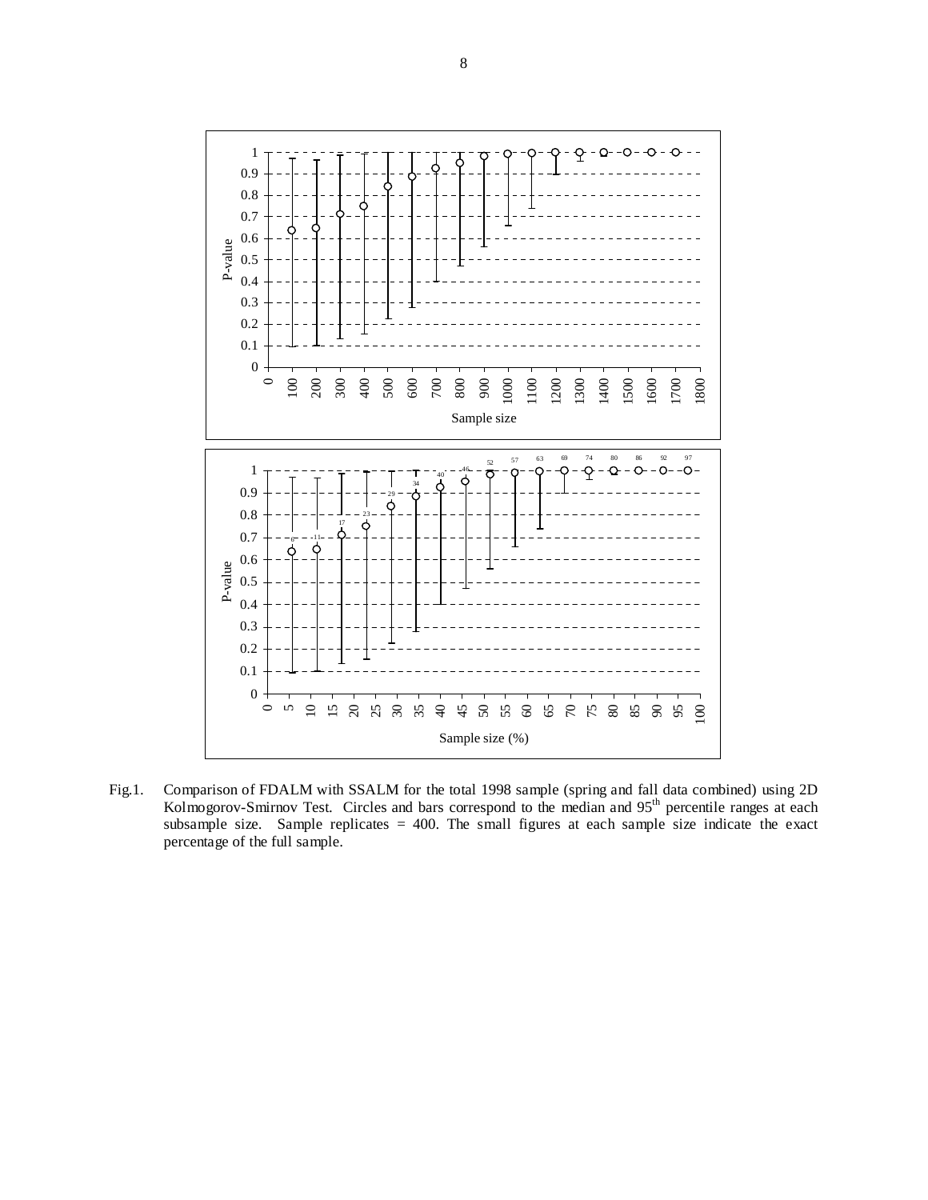Fig.1. Comparison of FDALM with SSALM for the total 1998 sample (spring and fall data combined) using 2D Kolmogorov-Smirnov Test. Circles and bars correspond to the median and 95[th] percentile ranges at each subsample size. Sample replicates = 400. The small figures at each sample size indicate the exact percentage of the full sample.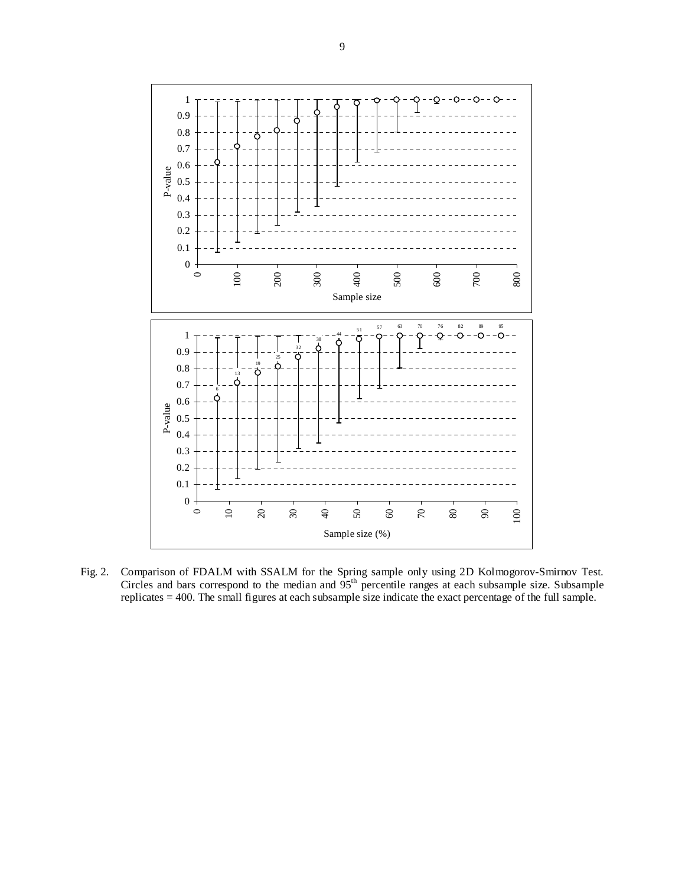Fig. 2. Comparison of FDALM with SSALM for the Spring sample only using 2D Kolmogorov-Smirnov Test. Circles and bars correspond to the median and 95[th] percentile ranges at each subsample size. Subsample replicates = 400. The small figures at each subsample size indicate the exact percentage of the full sample.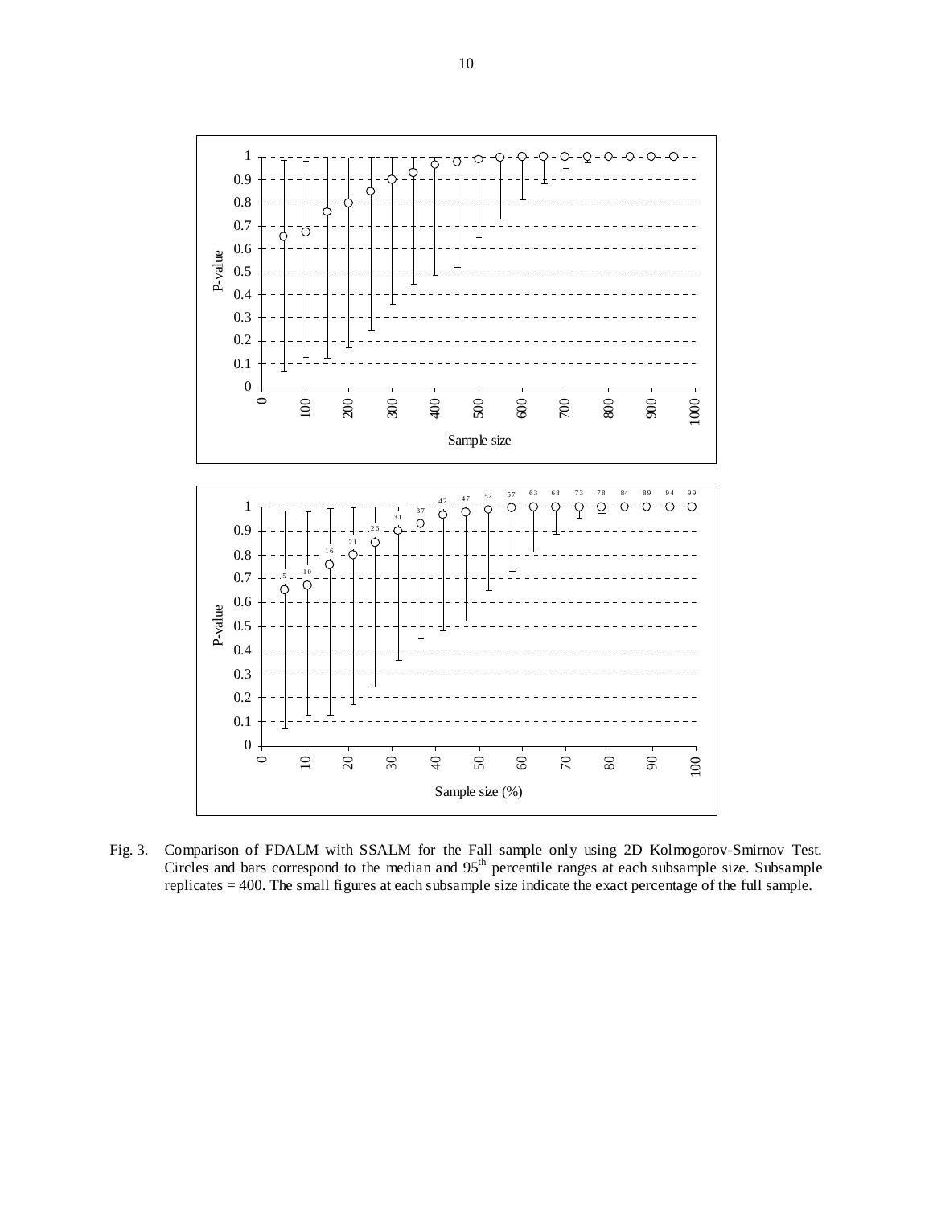Fig. 3. Comparison of FDALM with SSALM for the Fall sample only using 2D Kolmogorov-Smirnov Test. Circles and bars correspond to the median and 95th percentile ranges at each subsample size. Subsample replicates = 400. The small figures at each subsample size indicate the exact percentage of the full sample.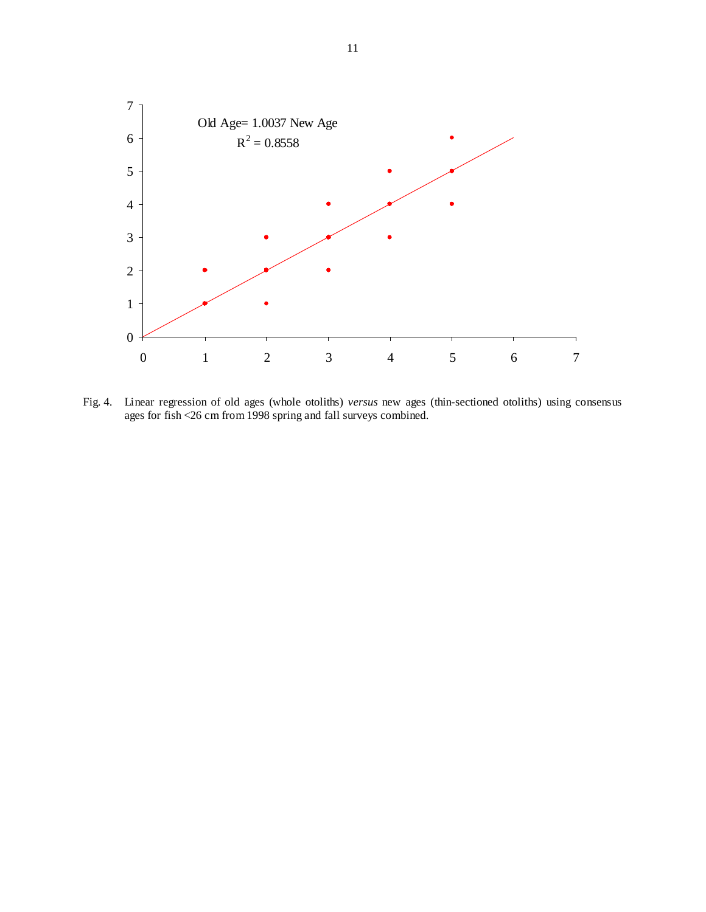Old Age= 1.0037 New Age

$R^2 = 0.8558$

0 1 2 3 4 5 6 7

0 1 2 3 4 5 6 7

Fig. 4. Linear regression of old ages (whole otoliths) *versus* new ages (thin-sectioned otoliths) using consensus ages for fish <26 cm from 1998 spring and fall surveys combined.